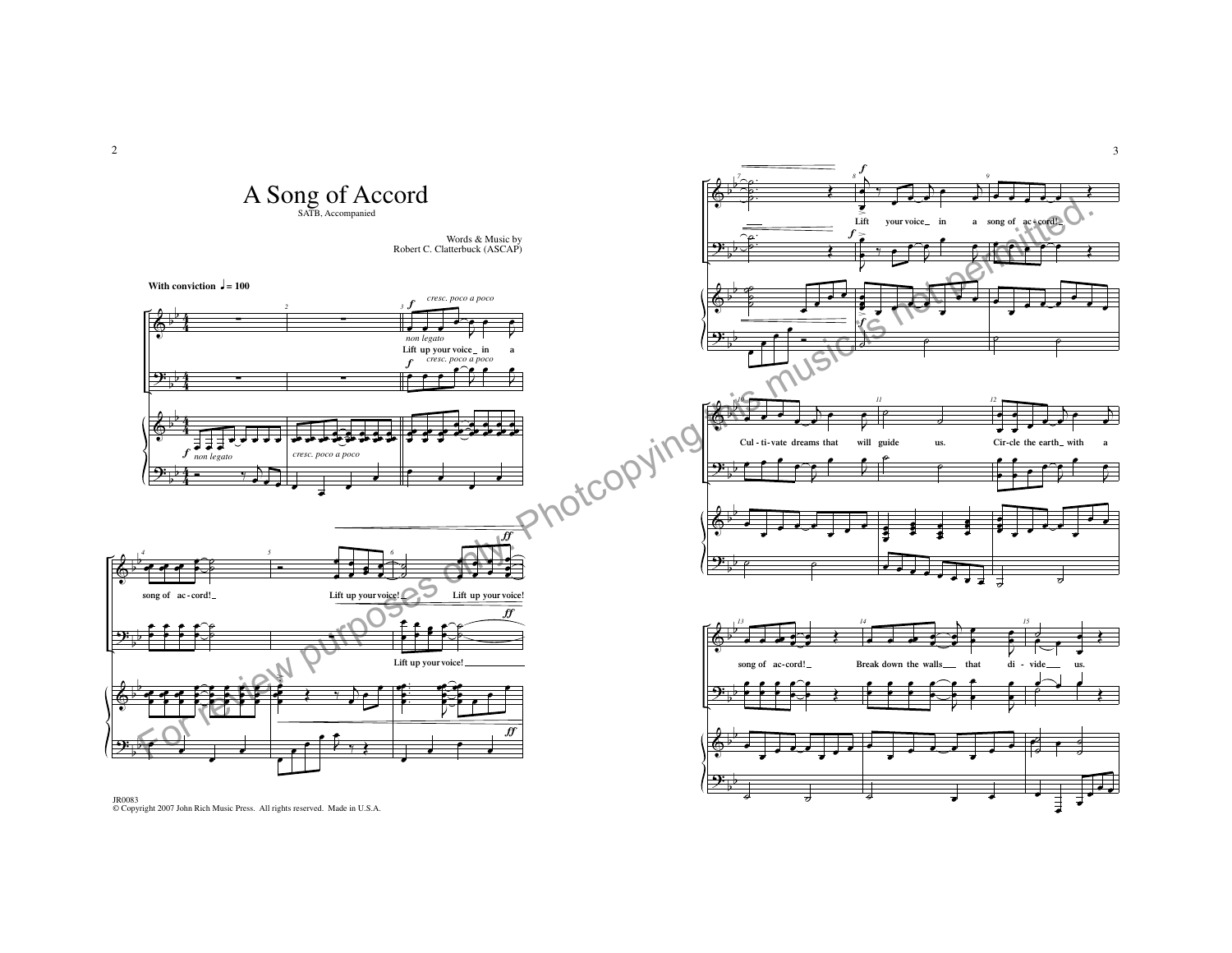# A Song of Accord

SATB, Accompanied

Words & Music by
Robert C. Clatterbuck (ASCAP)

With conviction ♩= 100

JR0083
© Copyright 2007 John Rich Music Press. All rights reserved. Made in U.S.A.

For review purposes only. Photocopying this music is not permitted.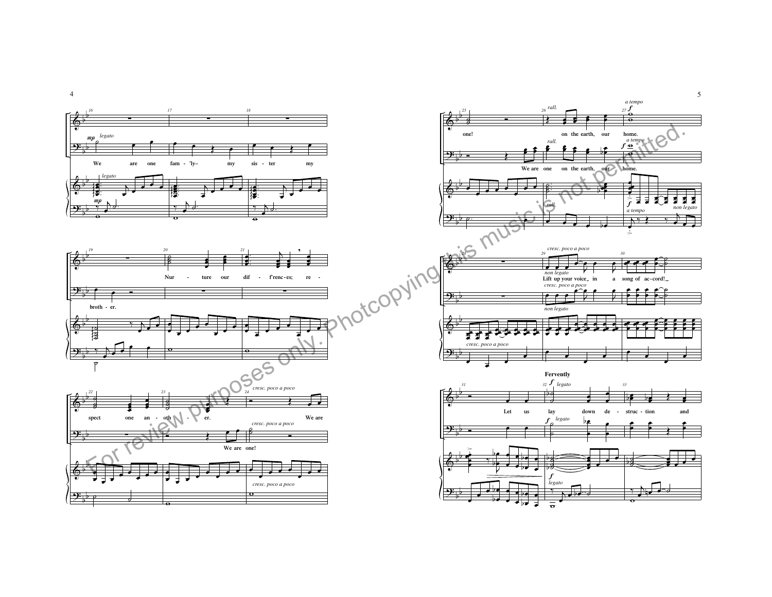For review purposes only. Photocopying this music is not permitted.

We are one fam - 'ly– my sis - ter my broth - er.

Nur - ture our dif - f'renc - es; re - spect one an - oth - er.

We are one! We are one on the earth, our home.

Lift up your voice in a song of ac - cord!

**Fervently**

Let us lay down de - struc - tion and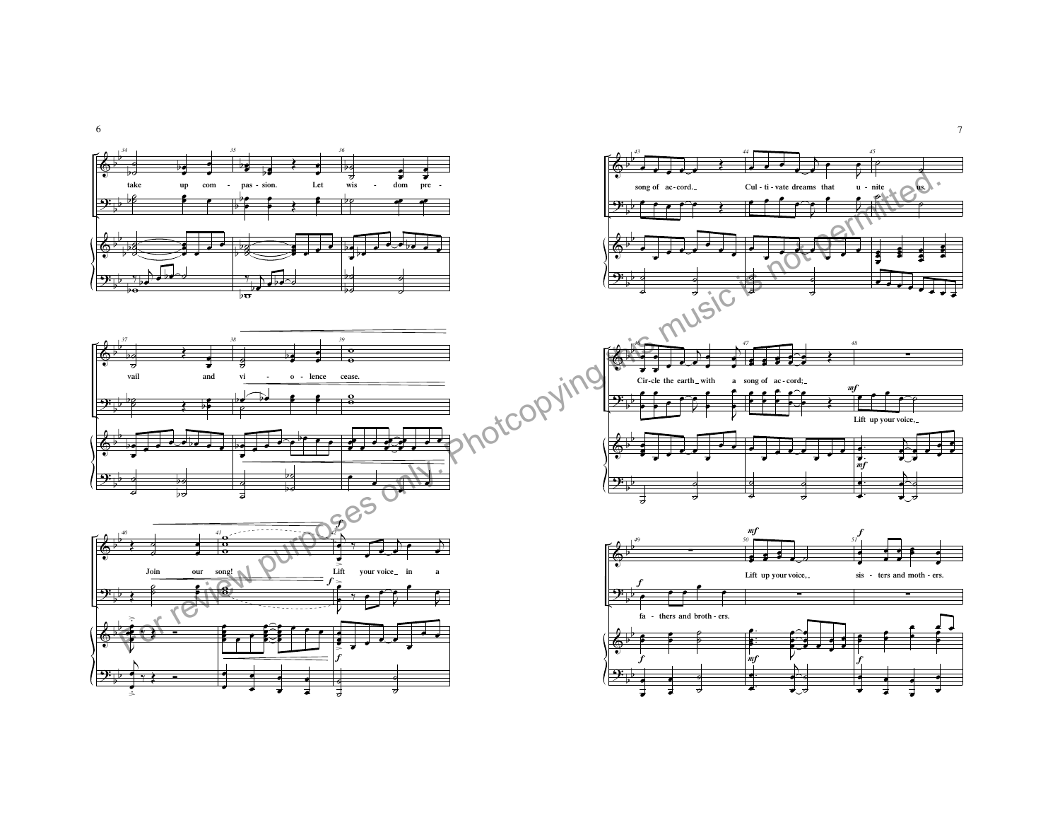take up com - pas - sion. Let wis - dom pre - vail and vi - o - lence cease.

Join our song! Lift your voice in a song of ac - cord. Cul - ti - vate dreams that u - nite us.

Cir - cle the earth with a song of ac - cord; Lift up your voice,

fa - thers and broth - ers. Lift up your voice, sis - ters and moth - ers.

For review purposes only. Photocopying this music is not permitted.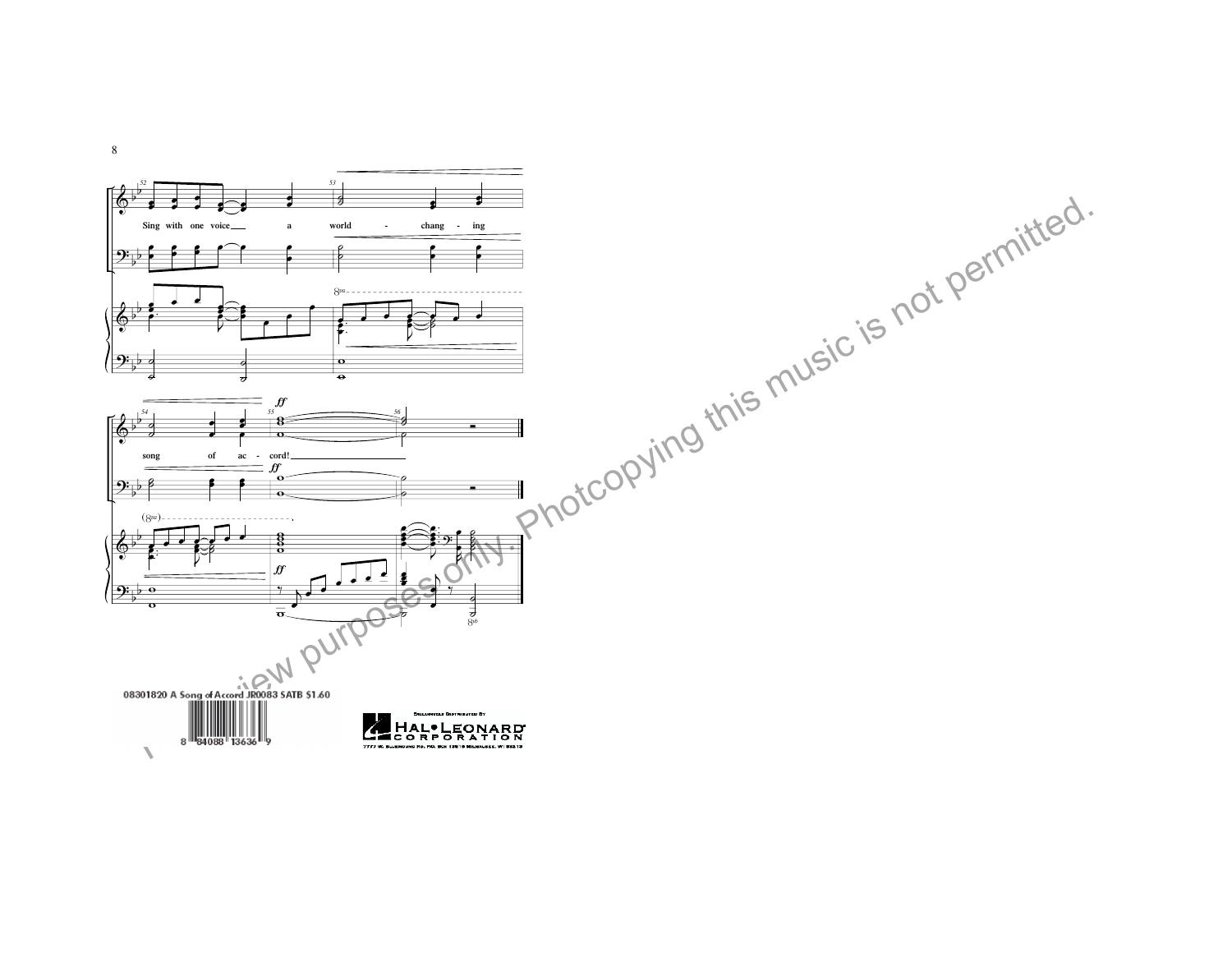Sing with one voice a world - chang - ing

song of ac - cord!

Preview purposes only. Photocopying this music is not permitted.

08301820 A Song of Accord JR0083 SATB $1.60

8 84088 13636 9

EXCLUSIVELY DISTRIBUTED BY

HAL•LEONARD CORPORATION

7777 W. BLUEMOUND RD. P.O. BOX 13819 MILWAUKEE, WI 53213